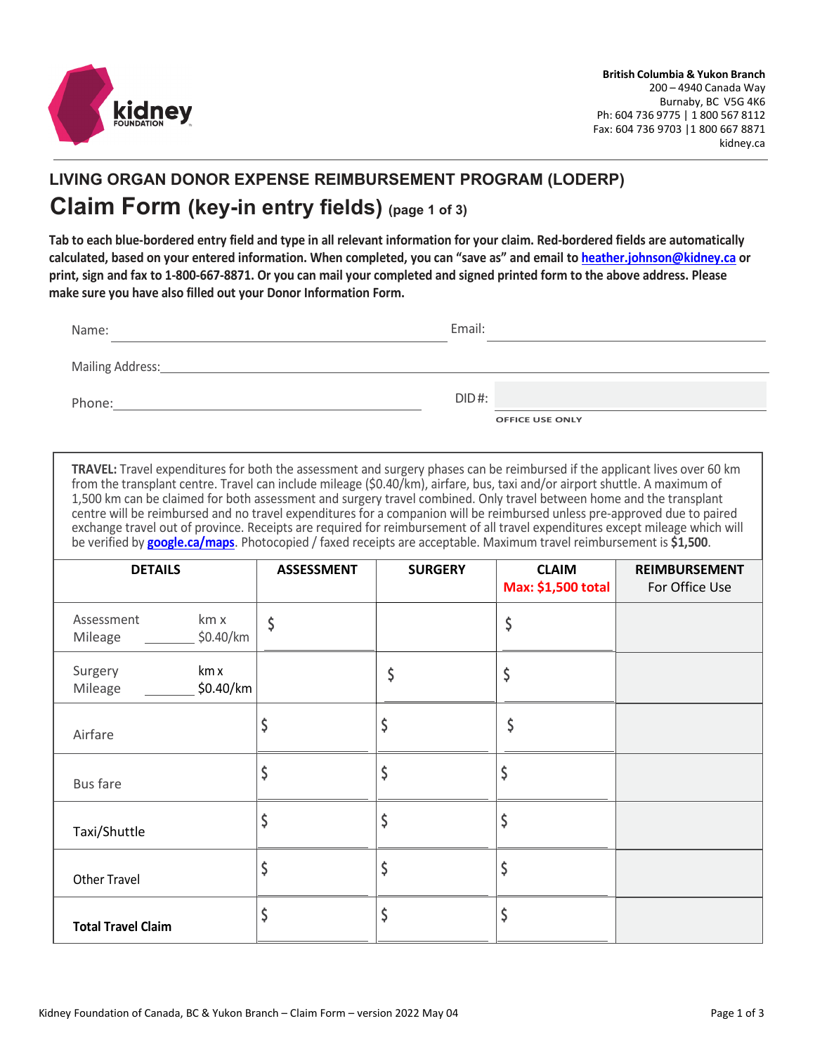British Columbia & Yukon Branch
200 – 4940 Canada Way
Burnaby, BC V5G 4K6
Ph: 604 736 9775 | 1 800 567 8112
Fax: 604 736 9703 |1 800 667 8871
kidney.ca

## LIVING ORGAN DONOR EXPENSE REIMBURSEMENT PROGRAM (LODERP)

# Claim Form (key-in entry fields) (page 1 of 3)

**Tab to each blue-bordered entry field and type in all relevant information for your claim. Red-bordered fields are automatically calculated, based on your entered information. When completed, you can "save as" and email to heather.johnson@kidney.ca or print, sign and fax to 1-800-667-8871. Or you can mail your completed and signed printed form to the above address. Please make sure you have also filled out your Donor Information Form.**

Name: ______________________ Email: ______________________

Mailing Address: ______________________

Phone: ______________________ DID #: ______________________
OFFICE USE ONLY

**TRAVEL:** Travel expenditures for both the assessment and surgery phases can be reimbursed if the applicant lives over 60 km from the transplant centre. Travel can include mileage ($0.40/km), airfare, bus, taxi and/or airport shuttle. A maximum of 1,500 km can be claimed for both assessment and surgery travel combined. Only travel between home and the transplant centre will be reimbursed and no travel expenditures for a companion will be reimbursed unless pre-approved due to paired exchange travel out of province. Receipts are required for reimbursement of all travel expenditures except mileage which will be verified by google.ca/maps. Photocopied / faxed receipts are acceptable. Maximum travel reimbursement is **$1,500**.

| DETAILS | ASSESSMENT | SURGERY | CLAIM Max: $1,500 total | REIMBURSEMENT For Office Use |
|---|---|---|---|---|
| Assessment Mileage ______ km x $0.40/km | $ | | $ | |
| Surgery Mileage ______ km x $0.40/km | | $ | $ | |
| Airfare | $ | $ | $ | |
| Bus fare | $ | $ | $ | |
| Taxi/Shuttle | $ | $ | $ | |
| Other Travel | $ | $ | $ | |
| **Total Travel Claim** | $ | $ | $ | |

Kidney Foundation of Canada, BC & Yukon Branch – Claim Form – version 2022 May 04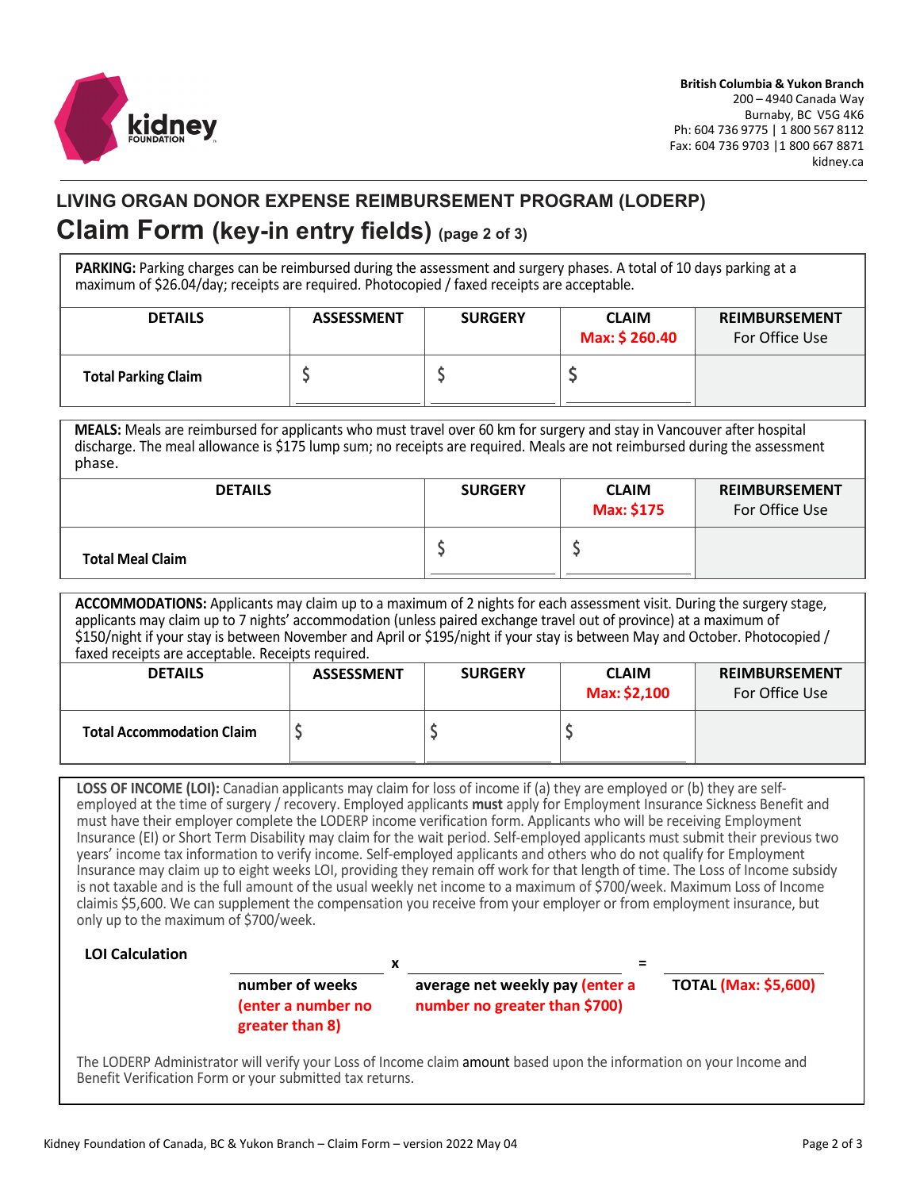British Columbia & Yukon Branch
200 – 4940 Canada Way
Burnaby, BC V5G 4K6
Ph: 604 736 9775 | 1 800 567 8112
Fax: 604 736 9703 |1 800 667 8871
kidney.ca

## LIVING ORGAN DONOR EXPENSE REIMBURSEMENT PROGRAM (LODERP)

# Claim Form (key-in entry fields) (page 2 of 3)

**PARKING:** Parking charges can be reimbursed during the assessment and surgery phases. A total of 10 days parking at a maximum of $26.04/day; receipts are required. Photocopied / faxed receipts are acceptable.

| DETAILS | ASSESSMENT | SURGERY | CLAIM Max: $ 260.40 | REIMBURSEMENT For Office Use |
|---|---|---|---|---|
| **Total Parking Claim** | $ | $ | $ | |

**MEALS:** Meals are reimbursed for applicants who must travel over 60 km for surgery and stay in Vancouver after hospital discharge. The meal allowance is $175 lump sum; no receipts are required. Meals are not reimbursed during the assessment phase.

| DETAILS | SURGERY | CLAIM Max: $175 | REIMBURSEMENT For Office Use |
|---|---|---|---|
| **Total Meal Claim** | $ | $ | |

**ACCOMMODATIONS:** Applicants may claim up to a maximum of 2 nights for each assessment visit. During the surgery stage, applicants may claim up to 7 nights' accommodation (unless paired exchange travel out of province) at a maximum of $150/night if your stay is between November and April or $195/night if your stay is between May and October. Photocopied / faxed receipts are acceptable. Receipts required.

| DETAILS | ASSESSMENT | SURGERY | CLAIM Max: $2,100 | REIMBURSEMENT For Office Use |
|---|---|---|---|---|
| **Total Accommodation Claim** | $ | $ | $ | |

**LOSS OF INCOME (LOI):** Canadian applicants may claim for loss of income if (a) they are employed or (b) they are self-employed at the time of surgery / recovery. Employed applicants **must** apply for Employment Insurance Sickness Benefit and must have their employer complete the LODERP income verification form. Applicants who will be receiving Employment Insurance (EI) or Short Term Disability may claim for the wait period. Self-employed applicants must submit their previous two years' income tax information to verify income. Self-employed applicants and others who do not qualify for Employment Insurance may claim up to eight weeks LOI, providing they remain off work for that length of time. The Loss of Income subsidy is not taxable and is the full amount of the usual weekly net income to a maximum of $700/week. Maximum Loss of Income claimis $5,600. We can supplement the compensation you receive from your employer or from employment insurance, but only up to the maximum of $700/week.

**LOI Calculation**

| | | x | | = | |
|---|---|---|---|---|---|
| | number of weeks (enter a number no greater than 8) | | average net weekly pay (enter a number no greater than $700) | | **TOTAL (Max: $5,600)** |

The LODERP Administrator will verify your Loss of Income claim amount based upon the information on your Income and Benefit Verification Form or your submitted tax returns.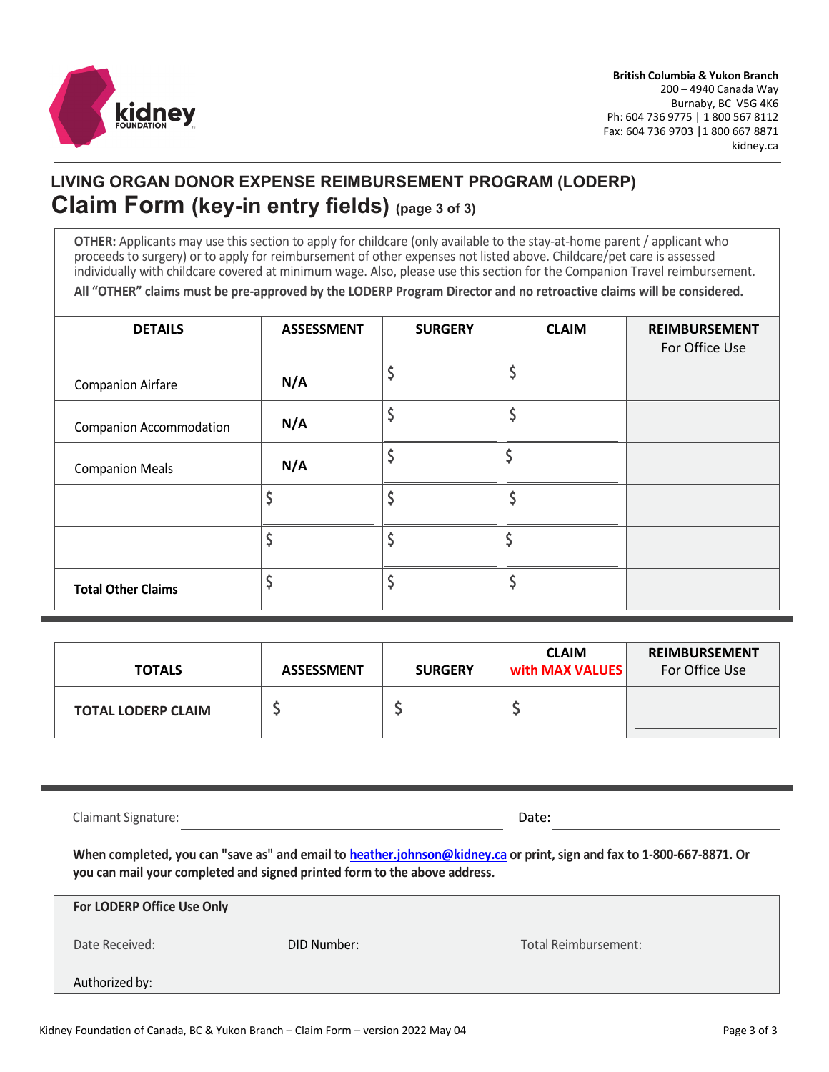**British Columbia & Yukon Branch**
200 – 4940 Canada Way
Burnaby, BC V5G 4K6
Ph: 604 736 9775 | 1 800 567 8112
Fax: 604 736 9703 | 1 800 667 8871
kidney.ca

## LIVING ORGAN DONOR EXPENSE REIMBURSEMENT PROGRAM (LODERP)

# Claim Form (key-in entry fields) (page 3 of 3)

**OTHER:** Applicants may use this section to apply for childcare (only available to the stay-at-home parent / applicant who proceeds to surgery) or to apply for reimbursement of other expenses not listed above. Childcare/pet care is assessed individually with childcare covered at minimum wage. Also, please use this section for the Companion Travel reimbursement.

**All "OTHER" claims must be pre-approved by the LODERP Program Director and no retroactive claims will be considered.**

| DETAILS | ASSESSMENT | SURGERY | CLAIM | REIMBURSEMENT For Office Use |
|---|---|---|---|---|
| Companion Airfare | N/A | $ | $ | |
| Companion Accommodation | N/A | $ | $ | |
| Companion Meals | N/A | $ | $ | |
| | $ | $ | $ | |
| | $ | $ | $ | |
| **Total Other Claims** | $ | $ | $ | |

| TOTALS | ASSESSMENT | SURGERY | CLAIM with MAX VALUES | REIMBURSEMENT For Office Use |
|---|---|---|---|---|
| **TOTAL LODERP CLAIM** | $ | $ | $ | |

Claimant Signature: ______________________ Date: ______________

**When completed, you can "save as" and email to heather.johnson@kidney.ca or print, sign and fax to 1-800-667-8871. Or you can mail your completed and signed printed form to the above address.**

**For LODERP Office Use Only**

Date Received: DID Number: Total Reimbursement:

Authorized by:

Kidney Foundation of Canada, BC & Yukon Branch – Claim Form – version 2022 May 04